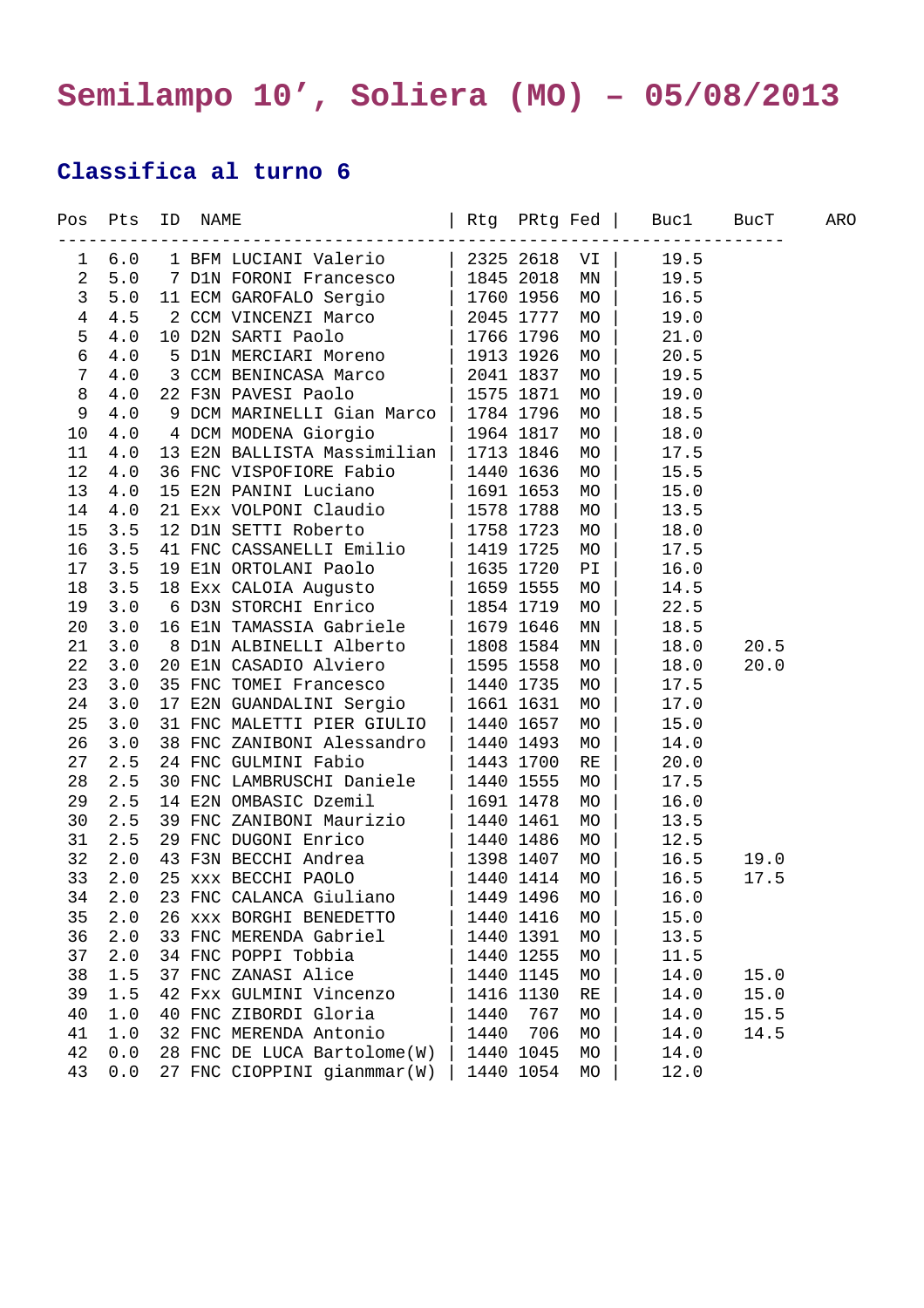# Semilampo 10’, Soliera (MO) – 05/08/2013

## Classifica al turno 6

| Pos | Pts | ID | | NAME | Rtg | PRtg | Fed | Buc1 | BucT | ARO |
|---|---|---|---|---|---|---|---|---|---|---|
| 1 | 6.0 | 1 | BFM | LUCIANI Valerio | 2325 | 2618 | VI | 19.5 | | |
| 2 | 5.0 | 7 | D1N | FORONI Francesco | 1845 | 2018 | MN | 19.5 | | |
| 3 | 5.0 | 11 | ECM | GAROFALO Sergio | 1760 | 1956 | MO | 16.5 | | |
| 4 | 4.5 | 2 | CCM | VINCENZI Marco | 2045 | 1777 | MO | 19.0 | | |
| 5 | 4.0 | 10 | D2N | SARTI Paolo | 1766 | 1796 | MO | 21.0 | | |
| 6 | 4.0 | 5 | D1N | MERCIARI Moreno | 1913 | 1926 | MO | 20.5 | | |
| 7 | 4.0 | 3 | CCM | BENINCASA Marco | 2041 | 1837 | MO | 19.5 | | |
| 8 | 4.0 | 22 | F3N | PAVESI Paolo | 1575 | 1871 | MO | 19.0 | | |
| 9 | 4.0 | 9 | DCM | MARINELLI Gian Marco | 1784 | 1796 | MO | 18.5 | | |
| 10 | 4.0 | 4 | DCM | MODENA Giorgio | 1964 | 1817 | MO | 18.0 | | |
| 11 | 4.0 | 13 | E2N | BALLISTA Massimilian | 1713 | 1846 | MO | 17.5 | | |
| 12 | 4.0 | 36 | FNC | VISPOFIORE Fabio | 1440 | 1636 | MO | 15.5 | | |
| 13 | 4.0 | 15 | E2N | PANINI Luciano | 1691 | 1653 | MO | 15.0 | | |
| 14 | 4.0 | 21 | Exx | VOLPONI Claudio | 1578 | 1788 | MO | 13.5 | | |
| 15 | 3.5 | 12 | D1N | SETTI Roberto | 1758 | 1723 | MO | 18.0 | | |
| 16 | 3.5 | 41 | FNC | CASSANELLI Emilio | 1419 | 1725 | MO | 17.5 | | |
| 17 | 3.5 | 19 | E1N | ORTOLANI Paolo | 1635 | 1720 | PI | 16.0 | | |
| 18 | 3.5 | 18 | Exx | CALOIA Augusto | 1659 | 1555 | MO | 14.5 | | |
| 19 | 3.0 | 6 | D3N | STORCHI Enrico | 1854 | 1719 | MO | 22.5 | | |
| 20 | 3.0 | 16 | E1N | TAMASSIA Gabriele | 1679 | 1646 | MN | 18.5 | | |
| 21 | 3.0 | 8 | D1N | ALBINELLI Alberto | 1808 | 1584 | MN | 18.0 | 20.5 | |
| 22 | 3.0 | 20 | E1N | CASADIO Alviero | 1595 | 1558 | MO | 18.0 | 20.0 | |
| 23 | 3.0 | 35 | FNC | TOMEI Francesco | 1440 | 1735 | MO | 17.5 | | |
| 24 | 3.0 | 17 | E2N | GUANDALINI Sergio | 1661 | 1631 | MO | 17.0 | | |
| 25 | 3.0 | 31 | FNC | MALETTI PIER GIULIO | 1440 | 1657 | MO | 15.0 | | |
| 26 | 3.0 | 38 | FNC | ZANIBONI Alessandro | 1440 | 1493 | MO | 14.0 | | |
| 27 | 2.5 | 24 | FNC | GULMINI Fabio | 1443 | 1700 | RE | 20.0 | | |
| 28 | 2.5 | 30 | FNC | LAMBRUSCHI Daniele | 1440 | 1555 | MO | 17.5 | | |
| 29 | 2.5 | 14 | E2N | OMBASIC Dzemil | 1691 | 1478 | MO | 16.0 | | |
| 30 | 2.5 | 39 | FNC | ZANIBONI Maurizio | 1440 | 1461 | MO | 13.5 | | |
| 31 | 2.5 | 29 | FNC | DUGONI Enrico | 1440 | 1486 | MO | 12.5 | | |
| 32 | 2.0 | 43 | F3N | BECCHI Andrea | 1398 | 1407 | MO | 16.5 | 19.0 | |
| 33 | 2.0 | 25 | xxx | BECCHI PAOLO | 1440 | 1414 | MO | 16.5 | 17.5 | |
| 34 | 2.0 | 23 | FNC | CALANCA Giuliano | 1449 | 1496 | MO | 16.0 | | |
| 35 | 2.0 | 26 | xxx | BORGHI BENEDETTO | 1440 | 1416 | MO | 15.0 | | |
| 36 | 2.0 | 33 | FNC | MERENDA Gabriel | 1440 | 1391 | MO | 13.5 | | |
| 37 | 2.0 | 34 | FNC | POPPI Tobbia | 1440 | 1255 | MO | 11.5 | | |
| 38 | 1.5 | 37 | FNC | ZANASI Alice | 1440 | 1145 | MO | 14.0 | 15.0 | |
| 39 | 1.5 | 42 | Fxx | GULMINI Vincenzo | 1416 | 1130 | RE | 14.0 | 15.0 | |
| 40 | 1.0 | 40 | FNC | ZIBORDI Gloria | 1440 | 767 | MO | 14.0 | 15.5 | |
| 41 | 1.0 | 32 | FNC | MERENDA Antonio | 1440 | 706 | MO | 14.0 | 14.5 | |
| 42 | 0.0 | 28 | FNC | DE LUCA Bartolome(W) | 1440 | 1045 | MO | 14.0 | | |
| 43 | 0.0 | 27 | FNC | CIOPPINI gianmmar(W) | 1440 | 1054 | MO | 12.0 | | |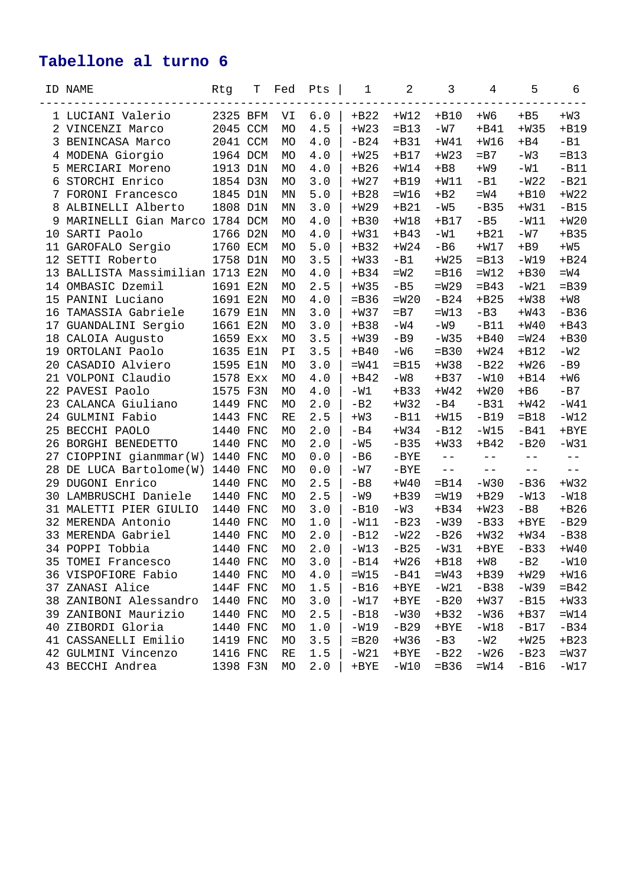## Tabellone al turno 6

| ID | NAME | Rtg | T | Fed | Pts | 1 | 2 | 3 | 4 | 5 | 6 |
|---|---|---|---|---|---|---|---|---|---|---|---|
| 1 | LUCIANI Valerio | 2325 | BFM | VI | 6.0 | +B22 | +W12 | +B10 | +W6 | +B5 | +W3 |
| 2 | VINCENZI Marco | 2045 | CCM | MO | 4.5 | +W23 | =B13 | -W7 | +B41 | +W35 | +B19 |
| 3 | BENINCASA Marco | 2041 | CCM | MO | 4.0 | -B24 | +B31 | +W41 | +W16 | +B4 | -B1 |
| 4 | MODENA Giorgio | 1964 | DCM | MO | 4.0 | +W25 | +B17 | +W23 | =B7 | -W3 | =B13 |
| 5 | MERCIARI Moreno | 1913 | D1N | MO | 4.0 | +B26 | +W14 | +B8 | +W9 | -W1 | -B11 |
| 6 | STORCHI Enrico | 1854 | D3N | MO | 3.0 | +W27 | +B19 | +W11 | -B1 | -W22 | -B21 |
| 7 | FORONI Francesco | 1845 | D1N | MN | 5.0 | +B28 | =W16 | +B2 | =W4 | +B10 | +W22 |
| 8 | ALBINELLI Alberto | 1808 | D1N | MN | 3.0 | +W29 | +B21 | -W5 | -B35 | +W31 | -B15 |
| 9 | MARINELLI Gian Marco | 1784 | DCM | MO | 4.0 | +B30 | +W18 | +B17 | -B5 | -W11 | +W20 |
| 10 | SARTI Paolo | 1766 | D2N | MO | 4.0 | +W31 | +B43 | -W1 | +B21 | -W7 | +B35 |
| 11 | GAROFALO Sergio | 1760 | ECM | MO | 5.0 | +B32 | +W24 | -B6 | +W17 | +B9 | +W5 |
| 12 | SETTI Roberto | 1758 | D1N | MO | 3.5 | +W33 | -B1 | +W25 | =B13 | -W19 | +B24 |
| 13 | BALLISTA Massimilian | 1713 | E2N | MO | 4.0 | +B34 | =W2 | =B16 | =W12 | +B30 | =W4 |
| 14 | OMBASIC Dzemil | 1691 | E2N | MO | 2.5 | +W35 | -B5 | =W29 | =B43 | -W21 | =B39 |
| 15 | PANINI Luciano | 1691 | E2N | MO | 4.0 | =B36 | =W20 | -B24 | +B25 | +W38 | +W8 |
| 16 | TAMASSIA Gabriele | 1679 | E1N | MN | 3.0 | +W37 | +B7 | =W13 | -B3 | +W43 | -B36 |
| 17 | GUANDALINI Sergio | 1661 | E2N | MO | 3.0 | +B38 | -W4 | -W9 | -B11 | +W40 | +B43 |
| 18 | CALOIA Augusto | 1659 | Exx | MO | 3.5 | +W39 | -B9 | -W35 | +B40 | =W24 | +B30 |
| 19 | ORTOLANI Paolo | 1635 | E1N | PI | 3.5 | +B40 | -W6 | =B30 | +W24 | +B12 | -W2 |
| 20 | CASADIO Alviero | 1595 | E1N | MO | 3.0 | =W41 | =B15 | +W38 | -B22 | +W26 | -B9 |
| 21 | VOLPONI Claudio | 1578 | Exx | MO | 4.0 | +B42 | -W8 | +B37 | -W10 | +B14 | +W6 |
| 22 | PAVESI Paolo | 1575 | F3N | MO | 4.0 | -W1 | +B33 | +W42 | +W20 | +B6 | -B7 |
| 23 | CALANCA Giuliano | 1449 | FNC | MO | 2.0 | -B2 | +W32 | -B4 | -B31 | +W42 | -W41 |
| 24 | GULMINI Fabio | 1443 | FNC | RE | 2.5 | +W3 | -B11 | +W15 | -B19 | =B18 | -W12 |
| 25 | BECCHI PAOLO | 1440 | FNC | MO | 2.0 | -B4 | +W34 | -B12 | -W15 | -B41 | +BYE |
| 26 | BORGHI BENEDETTO | 1440 | FNC | MO | 2.0 | -W5 | -B35 | +W33 | +B42 | -B20 | -W31 |
| 27 | CIOPPINI gianmmar(W) | 1440 | FNC | MO | 0.0 | -B6 | -BYE | -- | -- | -- | -- |
| 28 | DE LUCA Bartolome(W) | 1440 | FNC | MO | 0.0 | -W7 | -BYE | -- | -- | -- | -- |
| 29 | DUGONI Enrico | 1440 | FNC | MO | 2.5 | -B8 | +W40 | =B14 | -W30 | -B36 | +W32 |
| 30 | LAMBRUSCHI Daniele | 1440 | FNC | MO | 2.5 | -W9 | +B39 | =W19 | +B29 | -W13 | -W18 |
| 31 | MALETTI PIER GIULIO | 1440 | FNC | MO | 3.0 | -B10 | -W3 | +B34 | +W23 | -B8 | +B26 |
| 32 | MERENDA Antonio | 1440 | FNC | MO | 1.0 | -W11 | -B23 | -W39 | -B33 | +BYE | -B29 |
| 33 | MERENDA Gabriel | 1440 | FNC | MO | 2.0 | -B12 | -W22 | -B26 | +W32 | +W34 | -B38 |
| 34 | POPPI Tobbia | 1440 | FNC | MO | 2.0 | -W13 | -B25 | -W31 | +BYE | -B33 | +W40 |
| 35 | TOMEI Francesco | 1440 | FNC | MO | 3.0 | -B14 | +W26 | +B18 | +W8 | -B2 | -W10 |
| 36 | VISPOFIORE Fabio | 1440 | FNC | MO | 4.0 | =W15 | -B41 | =W43 | +B39 | +W29 | +W16 |
| 37 | ZANASI Alice | 144F | FNC | MO | 1.5 | -B16 | +BYE | -W21 | -B38 | -W39 | =B42 |
| 38 | ZANIBONI Alessandro | 1440 | FNC | MO | 3.0 | -W17 | +BYE | -B20 | +W37 | -B15 | +W33 |
| 39 | ZANIBONI Maurizio | 1440 | FNC | MO | 2.5 | -B18 | -W30 | +B32 | -W36 | +B37 | =W14 |
| 40 | ZIBORDI Gloria | 1440 | FNC | MO | 1.0 | -W19 | -B29 | +BYE | -W18 | -B17 | -B34 |
| 41 | CASSANELLI Emilio | 1419 | FNC | MO | 3.5 | =B20 | +W36 | -B3 | -W2 | +W25 | +B23 |
| 42 | GULMINI Vincenzo | 1416 | FNC | RE | 1.5 | -W21 | +BYE | -B22 | -W26 | -B23 | =W37 |
| 43 | BECCHI Andrea | 1398 | F3N | MO | 2.0 | +BYE | -W10 | =B36 | =W14 | -B16 | -W17 |